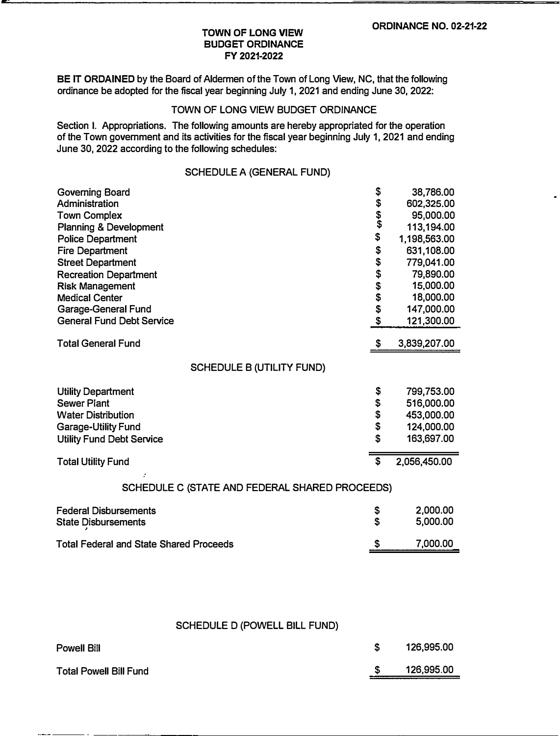**ORDINANCE NO. 02-21-22**

# TOWN OF LONG VIEW
## BUDGET ORDINANCE
## FY 2021-2022

**BE IT ORDAINED** by the Board of Aldermen of the Town of Long View, NC, that the following ordinance be adopted for the fiscal year beginning July 1, 2021 and ending June 30, 2022:

TOWN OF LONG VIEW BUDGET ORDINANCE

Section I. Appropriations. The following amounts are hereby appropriated for the operation of the Town government and its activities for the fiscal year beginning July 1, 2021 and ending June 30, 2022 according to the following schedules:

SCHEDULE A (GENERAL FUND)

| | | |
|---|---|---|
| Governing Board | $ | 38,786.00 |
| Administration | $ | 602,325.00 |
| Town Complex | $ | 95,000.00 |
| Planning & Development | $ | 113,194.00 |
| Police Department | $ | 1,198,563.00 |
| Fire Department | $ | 631,108.00 |
| Street Department | $ | 779,041.00 |
| Recreation Department | $ | 79,890.00 |
| Risk Management | $ | 15,000.00 |
| Medical Center | $ | 18,000.00 |
| Garage-General Fund | $ | 147,000.00 |
| General Fund Debt Service | $ | 121,300.00 |
| Total General Fund | $ | 3,839,207.00 |

SCHEDULE B (UTILITY FUND)

| | | |
|---|---|---|
| Utility Department | $ | 799,753.00 |
| Sewer Plant | $ | 516,000.00 |
| Water Distribution | $ | 453,000.00 |
| Garage-Utility Fund | $ | 124,000.00 |
| Utility Fund Debt Service | $ | 163,697.00 |
| Total Utility Fund | $ | 2,056,450.00 |

SCHEDULE C (STATE AND FEDERAL SHARED PROCEEDS)

| | | |
|---|---|---|
| Federal Disbursements | $ | 2,000.00 |
| State Disbursements | $ | 5,000.00 |
| Total Federal and State Shared Proceeds | $ | 7,000.00 |

SCHEDULE D (POWELL BILL FUND)

| | | |
|---|---|---|
| Powell Bill | $ | 126,995.00 |
| Total Powell Bill Fund | $ | 126,995.00 |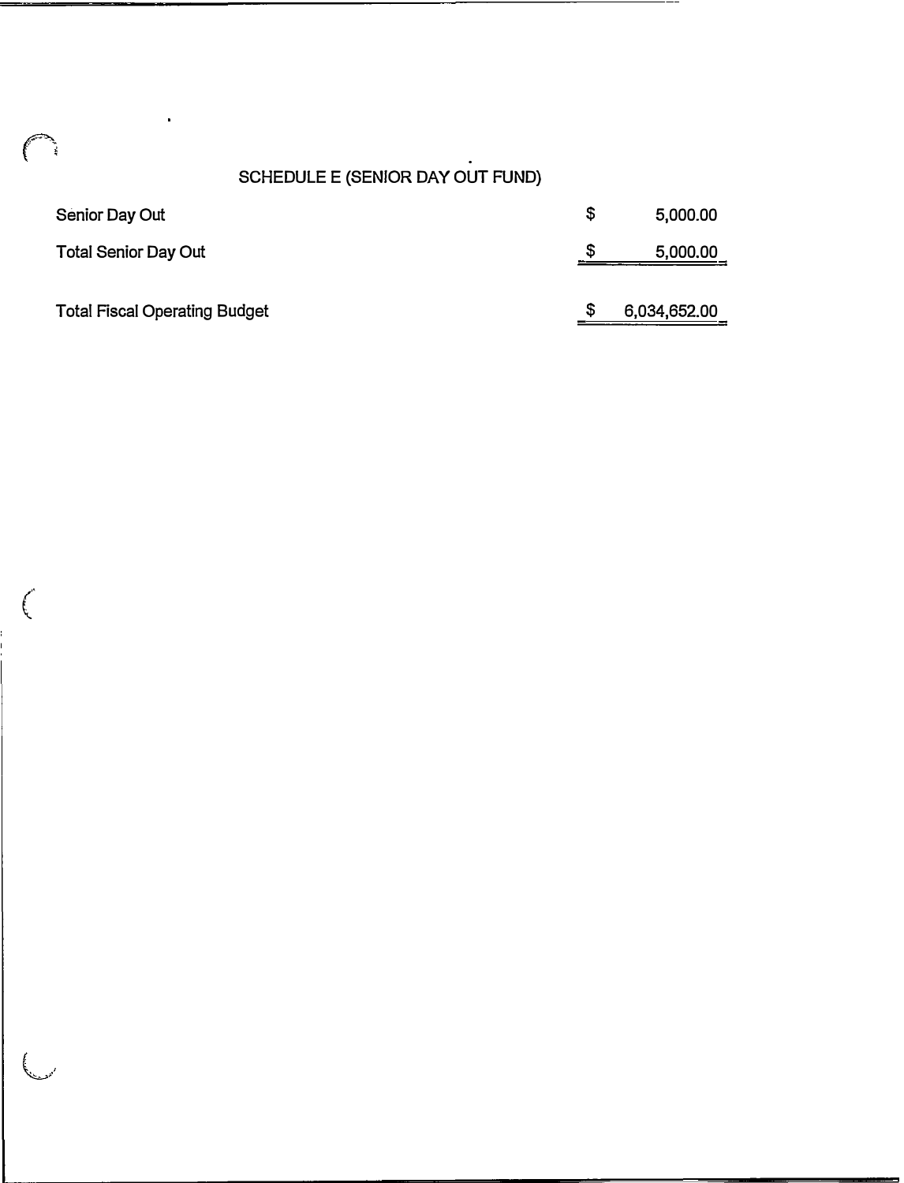## SCHEDULE E (SENIOR DAY OUT FUND)

| | | |
|---|---|---|
| Senior Day Out | $ | 5,000.00 |
| Total Senior Day Out | $ | 5,000.00 |
| | | |
| Total Fiscal Operating Budget | $ | 6,034,652.00 |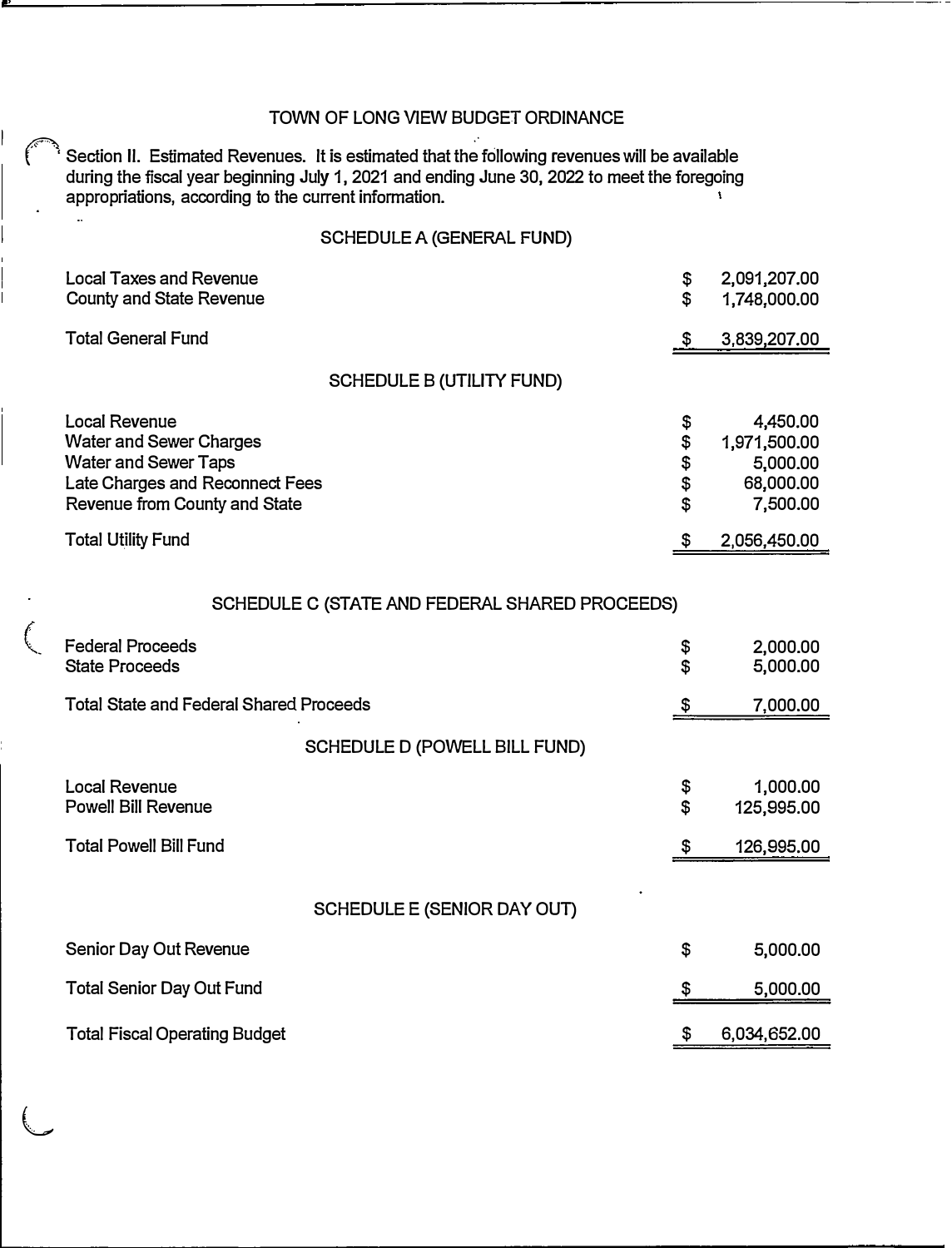# TOWN OF LONG VIEW BUDGET ORDINANCE

Section II. Estimated Revenues. It is estimated that the following revenues will be available during the fiscal year beginning July 1, 2021 and ending June 30, 2022 to meet the foregoing appropriations, according to the current information.

## SCHEDULE A (GENERAL FUND)

| | | |
|---|---|---|
| Local Taxes and Revenue | $ | 2,091,207.00 |
| County and State Revenue | $ | 1,748,000.00 |
| Total General Fund | $ | 3,839,207.00 |

## SCHEDULE B (UTILITY FUND)

| | | |
|---|---|---|
| Local Revenue | $ | 4,450.00 |
| Water and Sewer Charges | $ | 1,971,500.00 |
| Water and Sewer Taps | $ | 5,000.00 |
| Late Charges and Reconnect Fees | $ | 68,000.00 |
| Revenue from County and State | $ | 7,500.00 |
| Total Utility Fund | $ | 2,056,450.00 |

## SCHEDULE C (STATE AND FEDERAL SHARED PROCEEDS)

| | | |
|---|---|---|
| Federal Proceeds | $ | 2,000.00 |
| State Proceeds | $ | 5,000.00 |
| Total State and Federal Shared Proceeds | $ | 7,000.00 |

## SCHEDULE D (POWELL BILL FUND)

| | | |
|---|---|---|
| Local Revenue | $ | 1,000.00 |
| Powell Bill Revenue | $ | 125,995.00 |
| Total Powell Bill Fund | $ | 126,995.00 |

## SCHEDULE E (SENIOR DAY OUT)

| | | |
|---|---|---|
| Senior Day Out Revenue | $ | 5,000.00 |
| Total Senior Day Out Fund | $ | 5,000.00 |
| Total Fiscal Operating Budget | $ | 6,034,652.00 |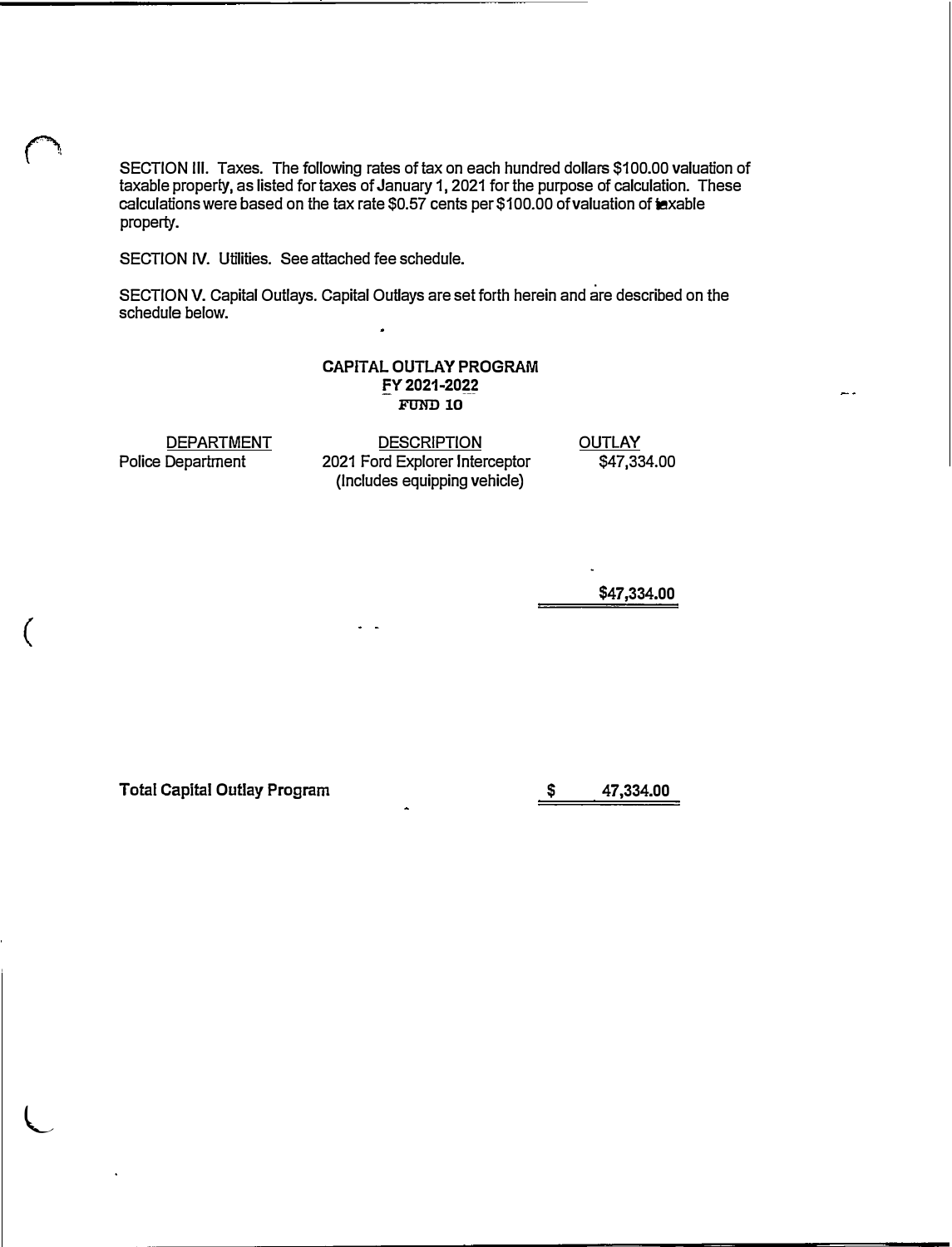SECTION III. Taxes. The following rates of tax on each hundred dollars $100.00 valuation of taxable property, as listed for taxes of January 1, 2021 for the purpose of calculation. These calculations were based on the tax rate $0.57 cents per $100.00 of valuation of taxable property.

SECTION IV. Utilities. See attached fee schedule.

SECTION V. Capital Outlays. Capital Outlays are set forth herein and are described on the schedule below.

**CAPITAL OUTLAY PROGRAM**
**FY 2021-2022**
**FUND 10**

| DEPARTMENT | DESCRIPTION | OUTLAY |
|---|---|---|
| Police Department | 2021 Ford Explorer Interceptor (Includes equipping vehicle) | $47,334.00 |
| | | **$47,334.00** |

| **Total Capital Outlay Program** | **$ 47,334.00** |
|---|---|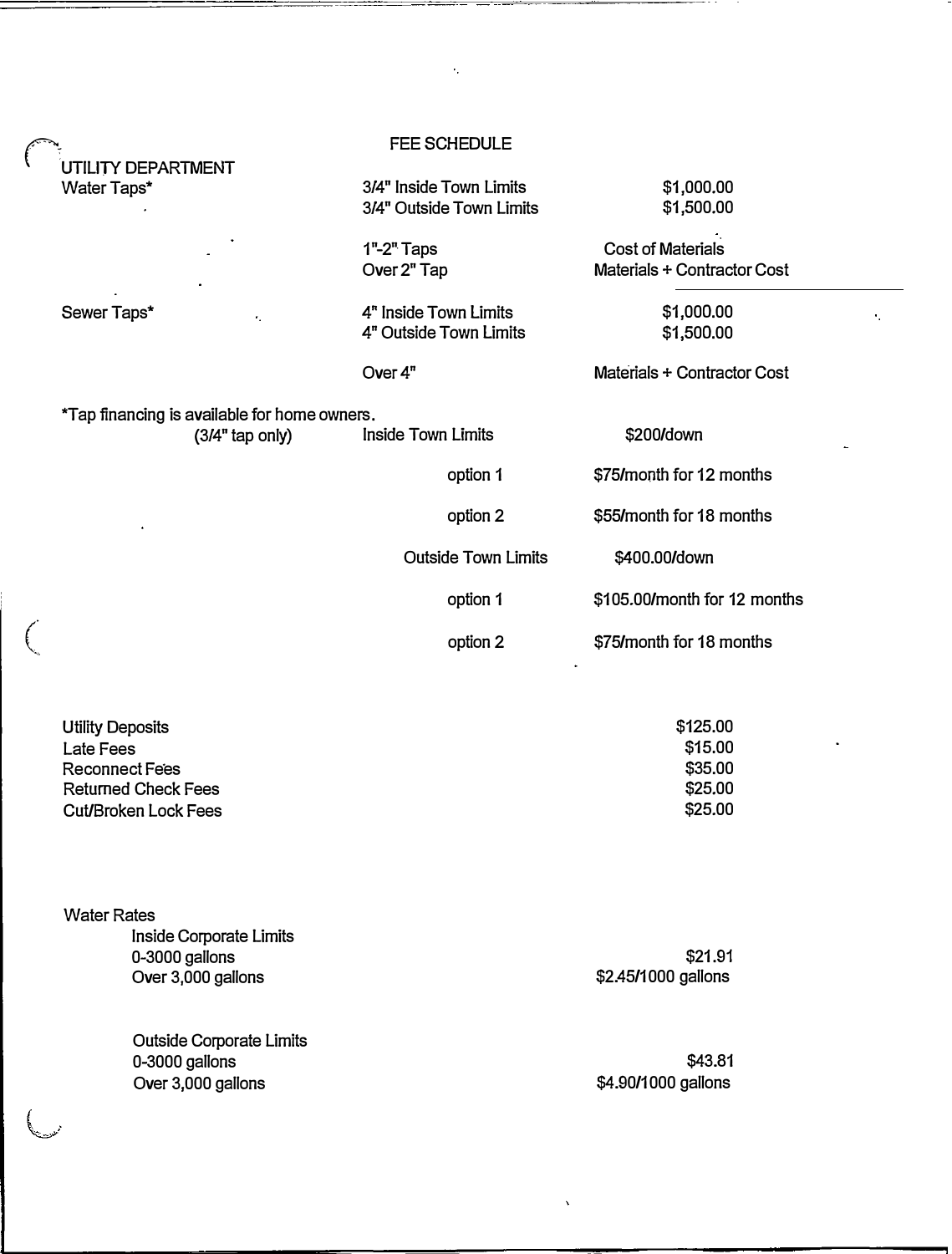# FEE SCHEDULE

## UTILITY DEPARTMENT

| | | |
|---|---|---|
| Water Taps* | 3/4" Inside Town Limits | $1,000.00 |
| | 3/4" Outside Town Limits | $1,500.00 |
| | 1"-2" Taps | Cost of Materials |
| | Over 2" Tap | Materials + Contractor Cost |
| Sewer Taps* | 4" Inside Town Limits | $1,000.00 |
| | 4" Outside Town Limits | $1,500.00 |
| | Over 4" | Materials + Contractor Cost |

*Tap financing is available for home owners.

| | | |
|---|---|---|
| (3/4" tap only) | Inside Town Limits | $200/down |
| | option 1 | $75/month for 12 months |
| | option 2 | $55/month for 18 months |
| | Outside Town Limits | $400.00/down |
| | option 1 | $105.00/month for 12 months |
| | option 2 | $75/month for 18 months |

| | |
|---|---|
| Utility Deposits | $125.00 |
| Late Fees | $15.00 |
| Reconnect Fees | $35.00 |
| Returned Check Fees | $25.00 |
| Cut/Broken Lock Fees | $25.00 |

Water Rates

| | |
|---|---|
| **Inside Corporate Limits** | |
| 0-3000 gallons | $21.91 |
| Over 3,000 gallons | $2.45/1000 gallons |
| **Outside Corporate Limits** | |
| 0-3000 gallons | $43.81 |
| Over 3,000 gallons | $4.90/1000 gallons |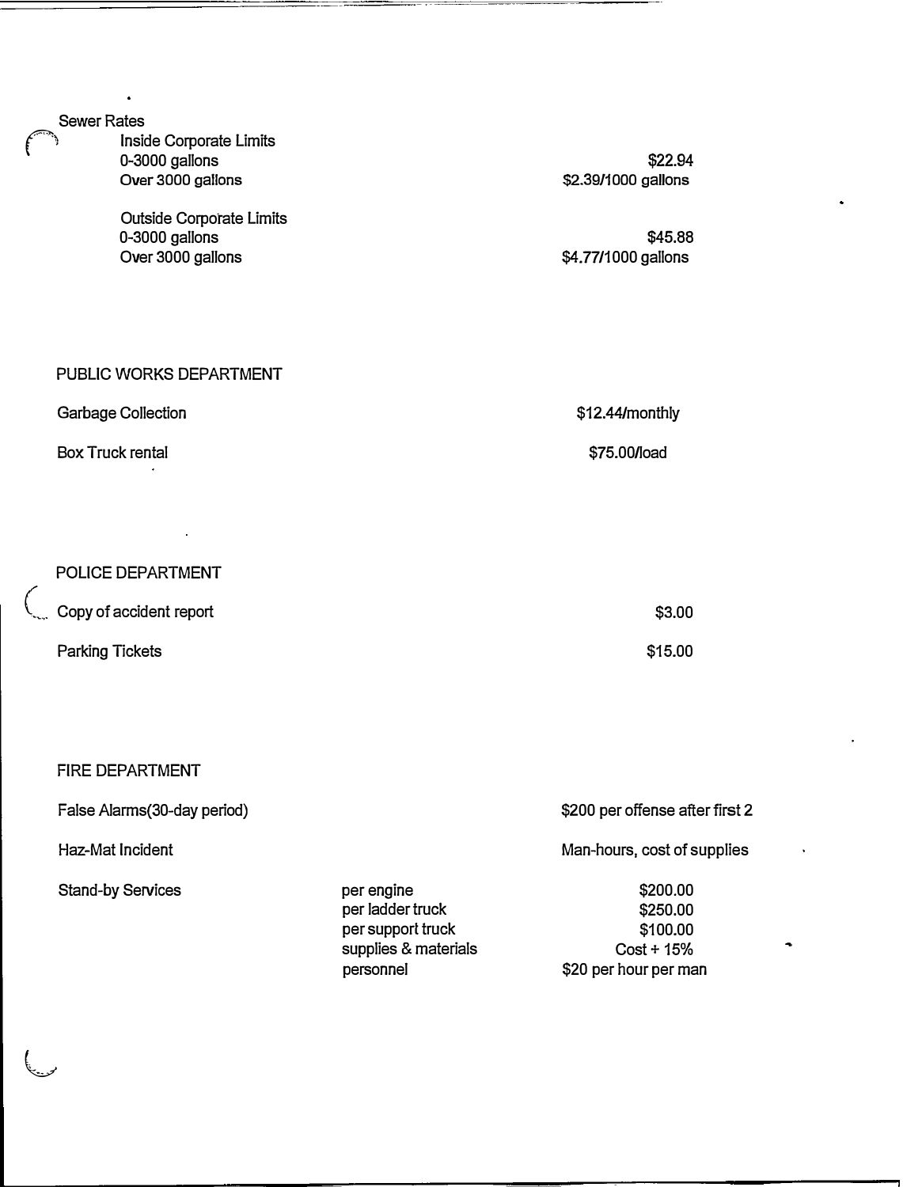### Sewer Rates

| | |
|---|---|
| **Inside Corporate Limits** | |
| 0-3000 gallons | $22.94 |
| Over 3000 gallons | $2.39/1000 gallons |
| **Outside Corporate Limits** | |
| 0-3000 gallons | $45.88 |
| Over 3000 gallons | $4.77/1000 gallons |

## PUBLIC WORKS DEPARTMENT

| | |
|---|---|
| Garbage Collection | $12.44/monthly |
| Box Truck rental | $75.00/load |

## POLICE DEPARTMENT

| | |
|---|---|
| Copy of accident report | $3.00 |
| Parking Tickets | $15.00 |

## FIRE DEPARTMENT

| | | |
|---|---|---|
| False Alarms(30-day period) | | $200 per offense after first 2 |
| Haz-Mat Incident | | Man-hours, cost of supplies |
| Stand-by Services | per engine | $200.00 |
| | per ladder truck | $250.00 |
| | per support truck | $100.00 |
| | supplies & materials | Cost + 15% |
| | personnel | $20 per hour per man |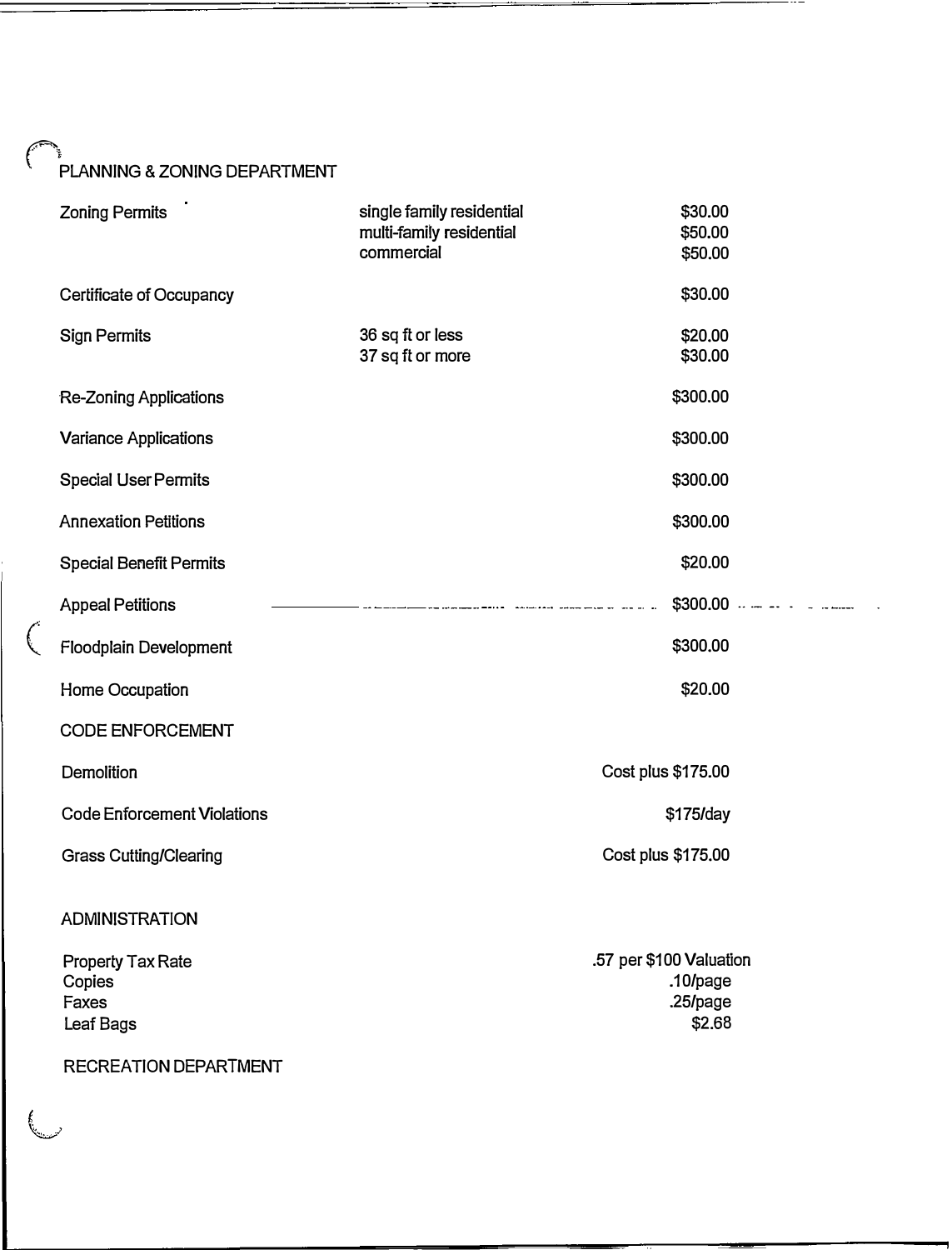## PLANNING & ZONING DEPARTMENT

| | | |
|---|---|---|
| Zoning Permits | single family residential | $30.00 |
| | multi-family residential | $50.00 |
| | commercial | $50.00 |
| Certificate of Occupancy | | $30.00 |
| Sign Permits | 36 sq ft or less | $20.00 |
| | 37 sq ft or more | $30.00 |
| Re-Zoning Applications | | $300.00 |
| Variance Applications | | $300.00 |
| Special User Permits | | $300.00 |
| Annexation Petitions | | $300.00 |
| Special Benefit Permits | | $20.00 |
| Appeal Petitions | | $300.00 |
| Floodplain Development | | $300.00 |
| Home Occupation | | $20.00 |

## CODE ENFORCEMENT

| | |
|---|---|
| Demolition | Cost plus $175.00 |
| Code Enforcement Violations | $175/day |
| Grass Cutting/Clearing | Cost plus $175.00 |

## ADMINISTRATION

| | |
|---|---|
| Property Tax Rate | .57 per $100 Valuation |
| Copies | .10/page |
| Faxes | .25/page |
| Leaf Bags | $2.68 |

## RECREATION DEPARTMENT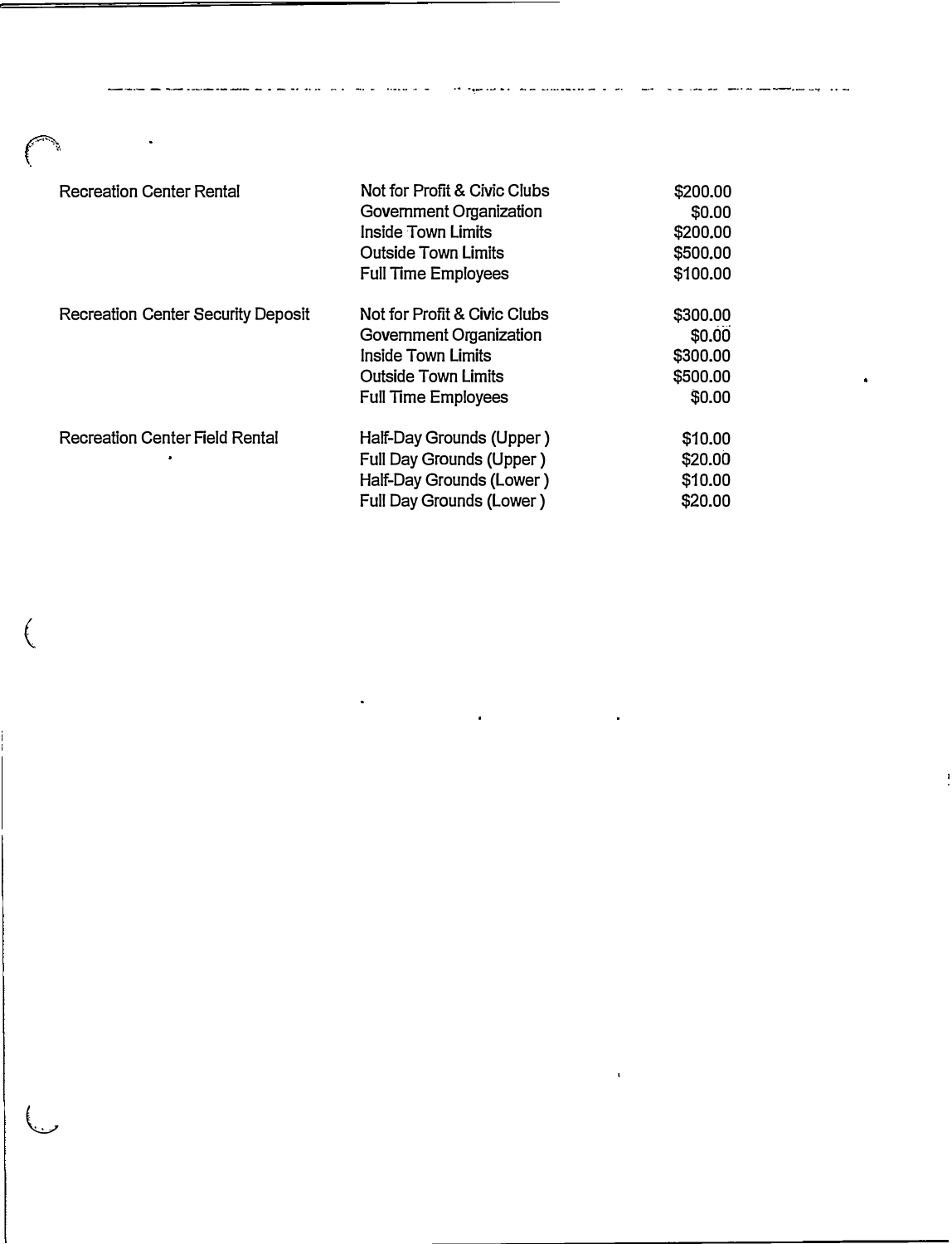| | | |
|---|---|---|
| Recreation Center Rental | Not for Profit & Civic Clubs | $200.00 |
| | Government Organization | $0.00 |
| | Inside Town Limits | $200.00 |
| | Outside Town Limits | $500.00 |
| | Full Time Employees | $100.00 |
| Recreation Center Security Deposit | Not for Profit & Civic Clubs | $300.00 |
| | Government Organization | $0.00 |
| | Inside Town Limits | $300.00 |
| | Outside Town Limits | $500.00 |
| | Full Time Employees | $0.00 |
| Recreation Center Field Rental | Half-Day Grounds (Upper ) | $10.00 |
| | Full Day Grounds (Upper ) | $20.00 |
| | Half-Day Grounds (Lower ) | $10.00 |
| | Full Day Grounds (Lower ) | $20.00 |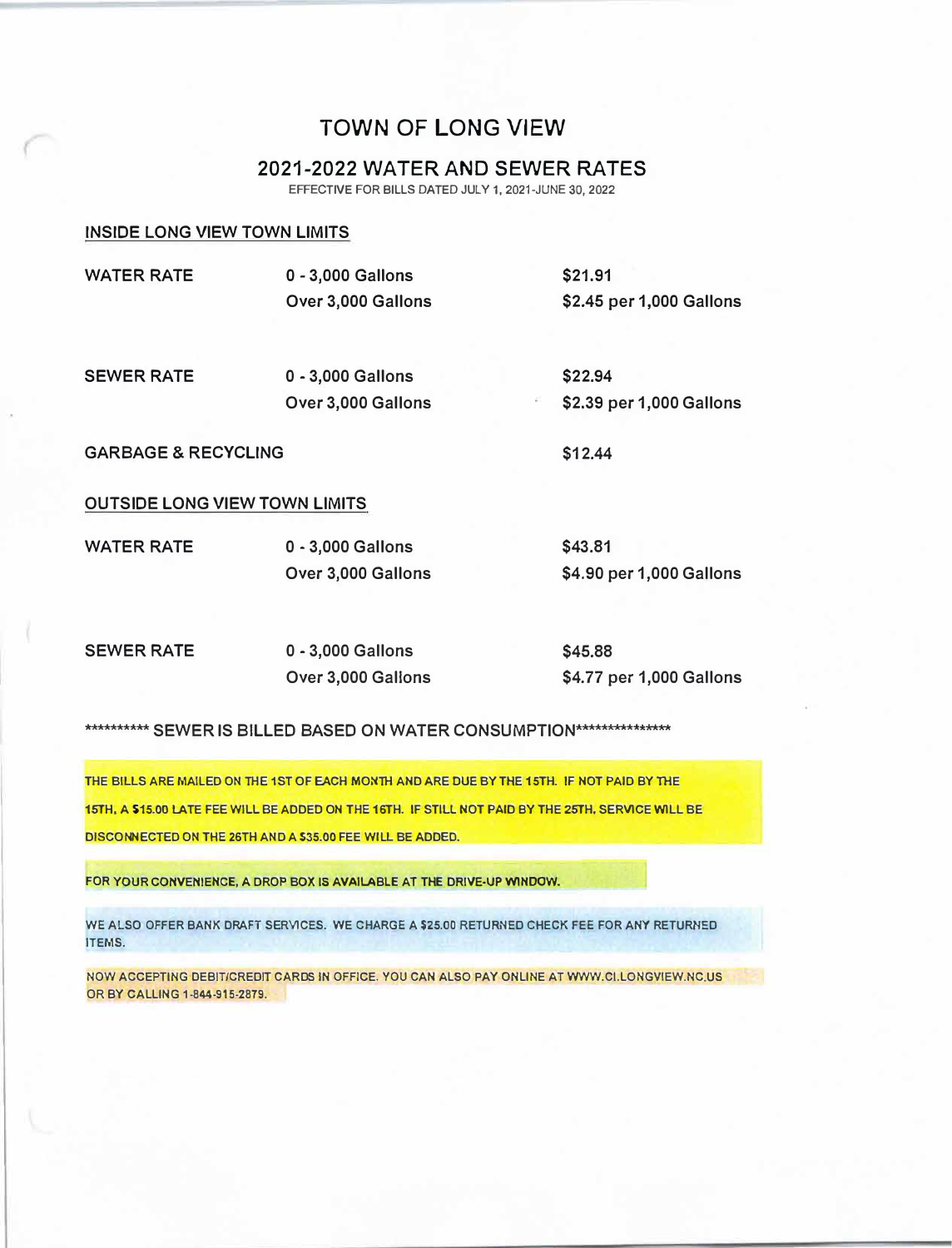# TOWN OF LONG VIEW

## 2021-2022 WATER AND SEWER RATES

EFFECTIVE FOR BILLS DATED JULY 1, 2021-JUNE 30, 2022

### INSIDE LONG VIEW TOWN LIMITS

| | | |
|---|---|---|
| **WATER RATE** | **0 - 3,000 Gallons** | **$21.91** |
| | **Over 3,000 Gallons** | **$2.45 per 1,000 Gallons** |
| **SEWER RATE** | **0 - 3,000 Gallons** | **$22.94** |
| | **Over 3,000 Gallons** | **$2.39 per 1,000 Gallons** |
| **GARBAGE & RECYCLING** | | **$12.44** |

### OUTSIDE LONG VIEW TOWN LIMITS

| | | |
|---|---|---|
| **WATER RATE** | **0 - 3,000 Gallons** | **$43.81** |
| | **Over 3,000 Gallons** | **$4.90 per 1,000 Gallons** |
| **SEWER RATE** | **0 - 3,000 Gallons** | **$45.88** |
| | **Over 3,000 Gallons** | **$4.77 per 1,000 Gallons** |

********** SEWER IS BILLED BASED ON WATER CONSUMPTION***************

THE BILLS ARE MAILED ON THE 1ST OF EACH MONTH AND ARE DUE BY THE 15TH. IF NOT PAID BY THE 15TH, A $15.00 LATE FEE WILL BE ADDED ON THE 16TH. IF STILL NOT PAID BY THE 25TH, SERVICE WILL BE DISCONNECTED ON THE 26TH AND A $35.00 FEE WILL BE ADDED.

FOR YOUR CONVENIENCE, A DROP BOX IS AVAILABLE AT THE DRIVE-UP WINDOW.

WE ALSO OFFER BANK DRAFT SERVICES. WE CHARGE A $25.00 RETURNED CHECK FEE FOR ANY RETURNED ITEMS.

NOW ACCEPTING DEBIT/CREDIT CARDS IN OFFICE. YOU CAN ALSO PAY ONLINE AT WWW.CI.LONGVIEW.NC.US OR BY CALLING 1-844-915-2879.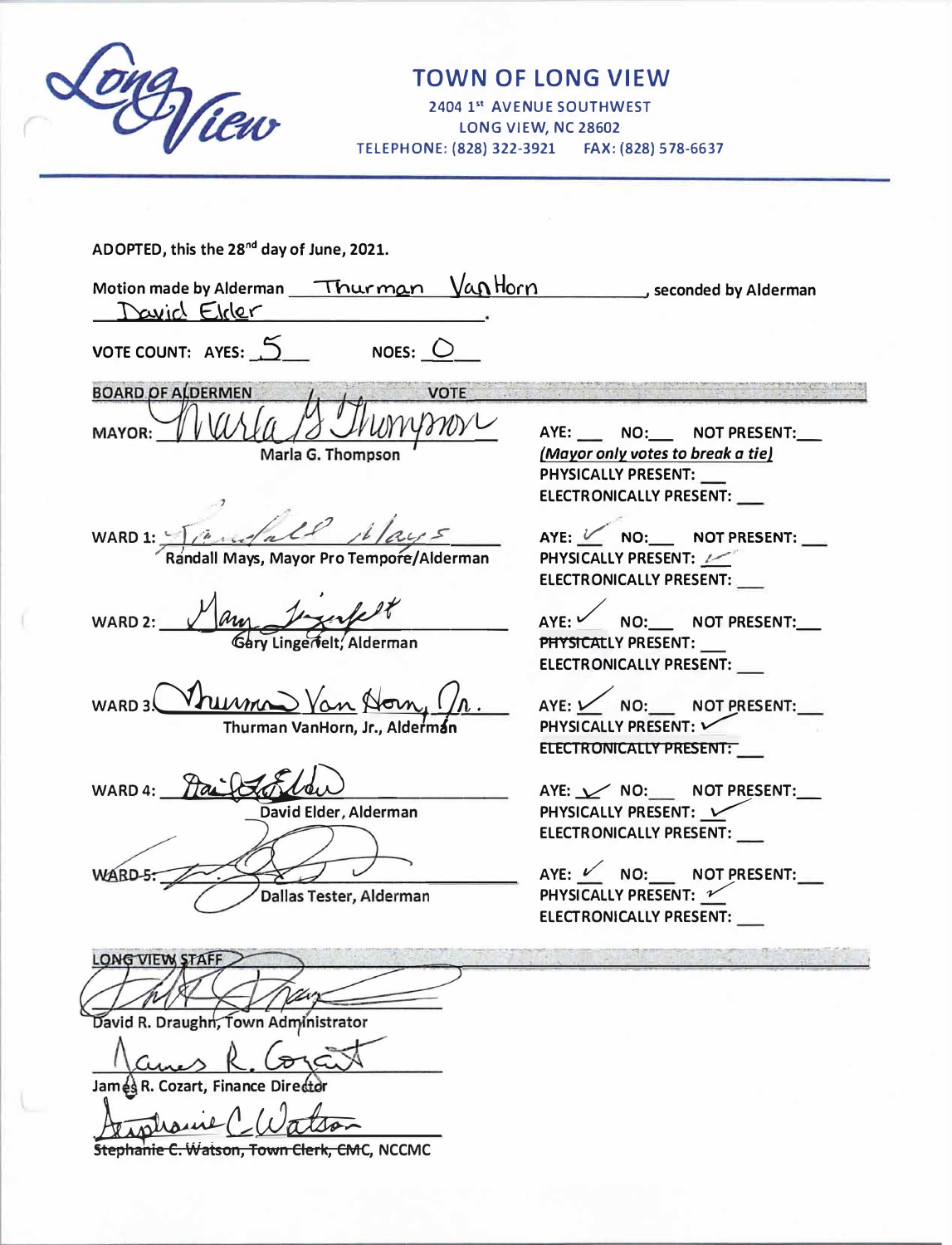**TOWN OF LONG VIEW**

2404 1st AVENUE SOUTHWEST
LONG VIEW, NC 28602
TELEPHONE: (828) 322-3921 FAX: (828) 578-6637

**ADOPTED, this the 28th day of June, 2021.**

Motion made by Alderman Thurman VanHorn, seconded by Alderman David Elder.

VOTE COUNT: AYES: 5 NOES: 0

| BOARD OF ALDERMEN | VOTE |
|---|---|
| MAYOR: *Marla G. Thompson* (signature)<br>Marla G. Thompson | AYE: ___ NO: ___ NOT PRESENT: ___<br>*(Mayor only votes to break a tie)*<br>PHYSICALLY PRESENT: ___<br>ELECTRONICALLY PRESENT: ___ |
| WARD 1: *Randall Mays* (signature)<br>Randall Mays, Mayor Pro Tempore/Alderman | AYE: ✓ NO: ___ NOT PRESENT: ___<br>PHYSICALLY PRESENT: ✓<br>ELECTRONICALLY PRESENT: ___ |
| WARD 2: *Gary Lingerfelt* (signature)<br>Gary Lingerfelt, Alderman | AYE: ✓ NO: ___ NOT PRESENT: ___<br>PHYSICALLY PRESENT: ___<br>ELECTRONICALLY PRESENT: ___ |
| WARD 3: *Thurman Van Horn, Jr.* (signature)<br>Thurman VanHorn, Jr., Alderman | AYE: ✓ NO: ___ NOT PRESENT: ___<br>PHYSICALLY PRESENT: ✓<br>ELECTRONICALLY PRESENT: ___ |
| WARD 4: *David Elder* (signature)<br>David Elder, Alderman | AYE: ✓ NO: ___ NOT PRESENT: ___<br>PHYSICALLY PRESENT: ✓<br>ELECTRONICALLY PRESENT: ___ |
| WARD 5: (signature)<br>Dallas Tester, Alderman | AYE: ✓ NO: ___ NOT PRESENT: ___<br>PHYSICALLY PRESENT: ✓<br>ELECTRONICALLY PRESENT: ___ |

**LONG VIEW STAFF**

(signature)
David R. Draughn, Town Administrator

*James R. Cozart* (signature)
James R. Cozart, Finance Director

*Stephanie C. Watson* (signature)
~~Stephanie C. Watson, Town Clerk, CMC~~, NCCMC